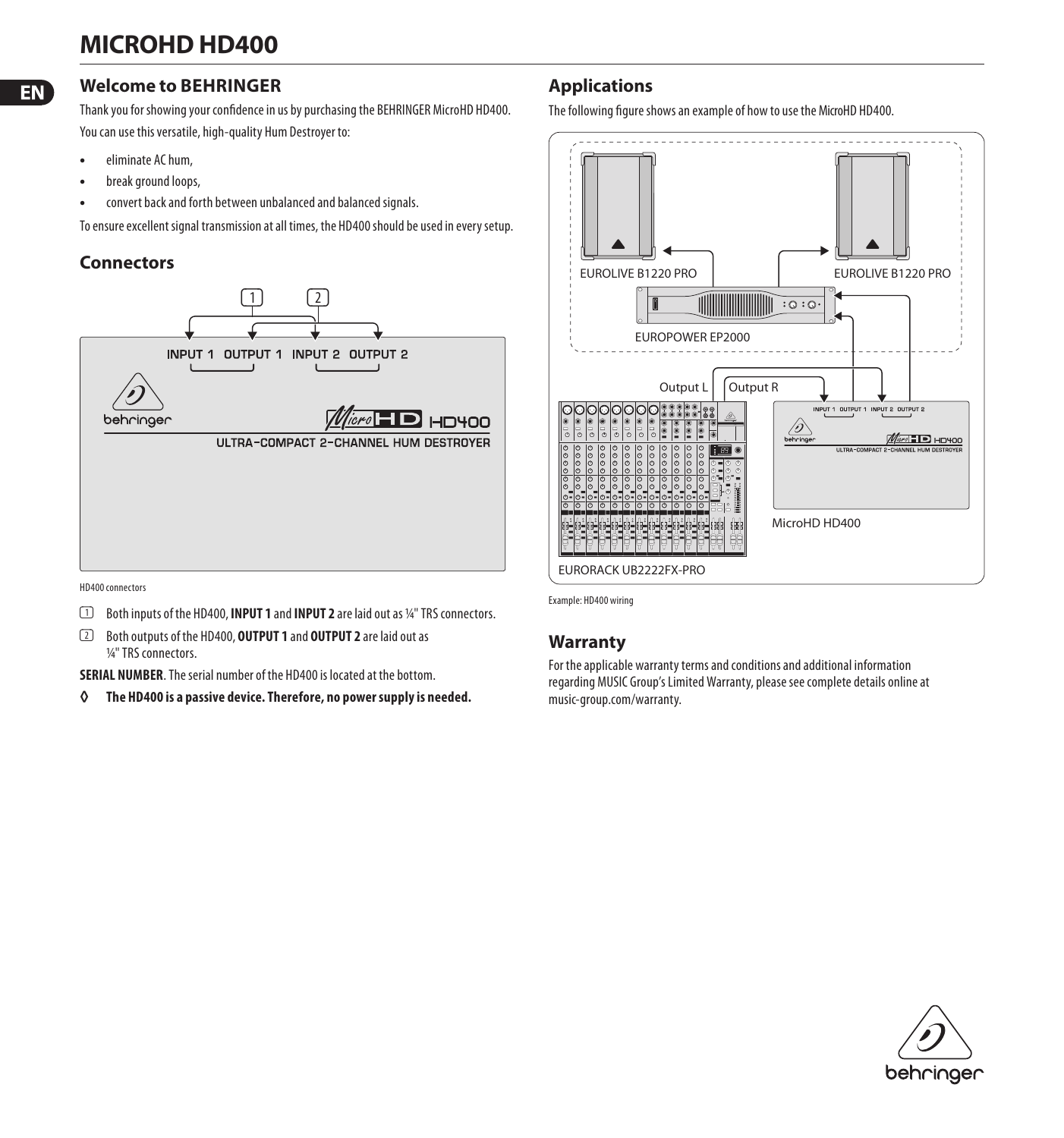# MICROHD HD400

## Welcome to BEHRINGER

Thank you for showing your confidence in us by purchasing the BEHRINGER MicroHD HD400. You can use this versatile, high-quality Hum Destroyer to:

- eliminate AC hum,
- break ground loops,
- convert back and forth between unbalanced and balanced signals.

To ensure excellent signal transmission at all times, the HD400 should be used in every setup.

## Connectors

HD400 connectors

(1) Both inputs of the HD400, **INPUT 1** and **INPUT 2** are laid out as ¼" TRS connectors.

(2) Both outputs of the HD400, **OUTPUT 1** and **OUTPUT 2** are laid out as ¼" TRS connectors.

**SERIAL NUMBER**. The serial number of the HD400 is located at the bottom.

◊ **The HD400 is a passive device. Therefore, no power supply is needed.**

## Applications

The following figure shows an example of how to use the MicroHD HD400.

Example: HD400 wiring

## Warranty

For the applicable warranty terms and conditions and additional information regarding MUSIC Group's Limited Warranty, please see complete details online at music-group.com/warranty.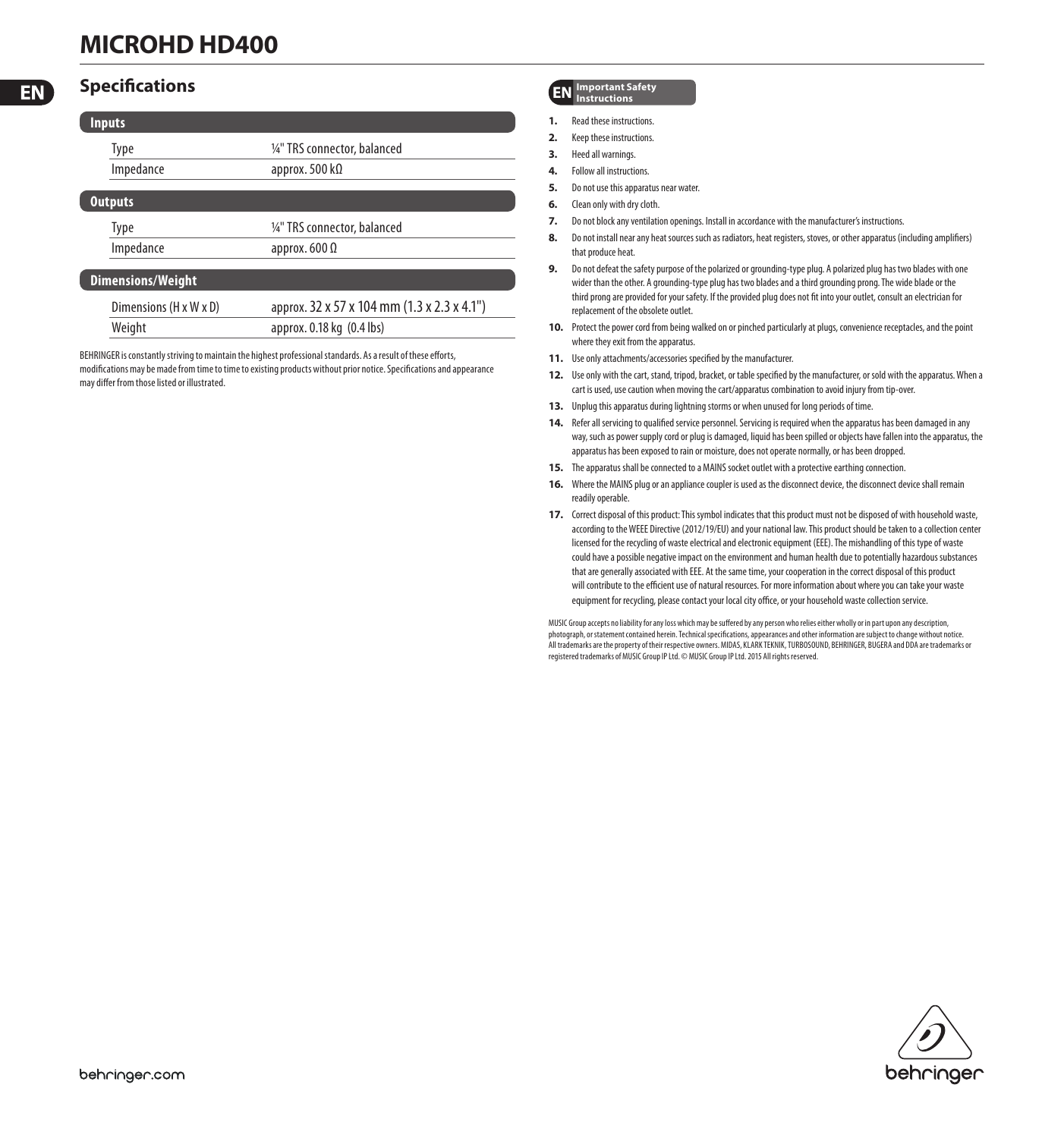# MICROHD HD400

## Specifications

### Inputs

| | |
|---|---|
| Type | ¼" TRS connector, balanced |
| Impedance | approx. 500 kΩ |

### Outputs

| | |
|---|---|
| Type | ¼" TRS connector, balanced |
| Impedance | approx. 600 Ω |

### Dimensions/Weight

| | |
|---|---|
| Dimensions (H x W x D) | approx. 32 x 57 x 104 mm (1.3 x 2.3 x 4.1") |
| Weight | approx. 0.18 kg (0.4 lbs) |

BEHRINGER is constantly striving to maintain the highest professional standards. As a result of these efforts, modifications may be made from time to time to existing products without prior notice. Specifications and appearance may differ from those listed or illustrated.

## Important Safety Instructions

1. Read these instructions.
2. Keep these instructions.
3. Heed all warnings.
4. Follow all instructions.
5. Do not use this apparatus near water.
6. Clean only with dry cloth.
7. Do not block any ventilation openings. Install in accordance with the manufacturer's instructions.
8. Do not install near any heat sources such as radiators, heat registers, stoves, or other apparatus (including amplifiers) that produce heat.
9. Do not defeat the safety purpose of the polarized or grounding-type plug. A polarized plug has two blades with one wider than the other. A grounding-type plug has two blades and a third grounding prong. The wide blade or the third prong are provided for your safety. If the provided plug does not fit into your outlet, consult an electrician for replacement of the obsolete outlet.
10. Protect the power cord from being walked on or pinched particularly at plugs, convenience receptacles, and the point where they exit from the apparatus.
11. Use only attachments/accessories specified by the manufacturer.
12. Use only with the cart, stand, tripod, bracket, or table specified by the manufacturer, or sold with the apparatus. When a cart is used, use caution when moving the cart/apparatus combination to avoid injury from tip-over.
13. Unplug this apparatus during lightning storms or when unused for long periods of time.
14. Refer all servicing to qualified service personnel. Servicing is required when the apparatus has been damaged in any way, such as power supply cord or plug is damaged, liquid has been spilled or objects have fallen into the apparatus, the apparatus has been exposed to rain or moisture, does not operate normally, or has been dropped.
15. The apparatus shall be connected to a MAINS socket outlet with a protective earthing connection.
16. Where the MAINS plug or an appliance coupler is used as the disconnect device, the disconnect device shall remain readily operable.
17. Correct disposal of this product: This symbol indicates that this product must not be disposed of with household waste, according to the WEEE Directive (2012/19/EU) and your national law. This product should be taken to a collection center licensed for the recycling of waste electrical and electronic equipment (EEE). The mishandling of this type of waste could have a possible negative impact on the environment and human health due to potentially hazardous substances that are generally associated with EEE. At the same time, your cooperation in the correct disposal of this product will contribute to the efficient use of natural resources. For more information about where you can take your waste equipment for recycling, please contact your local city office, or your household waste collection service.

MUSIC Group accepts no liability for any loss which may be suffered by any person who relies either wholly or in part upon any description, photograph, or statement contained herein. Technical specifications, appearances and other information are subject to change without notice. All trademarks are the property of their respective owners. MIDAS, KLARK TEKNIK, TURBOSOUND, BEHRINGER, BUGERA and DDA are trademarks or registered trademarks of MUSIC Group IP Ltd. © MUSIC Group IP Ltd. 2015 All rights reserved.

behringer.com